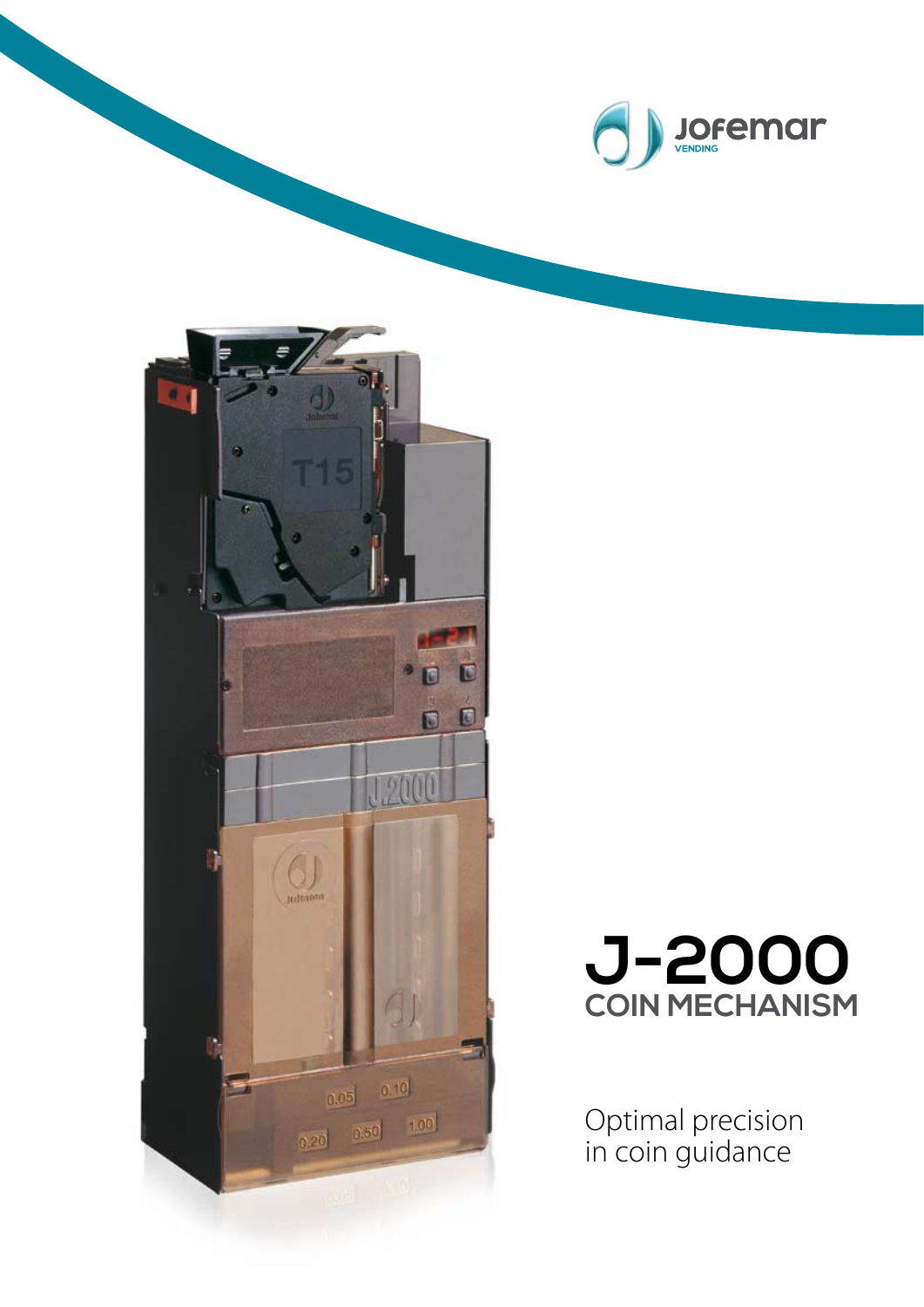Jofemar VENDING

# J-2000

## COIN MECHANISM

Optimal precision
in coin guidance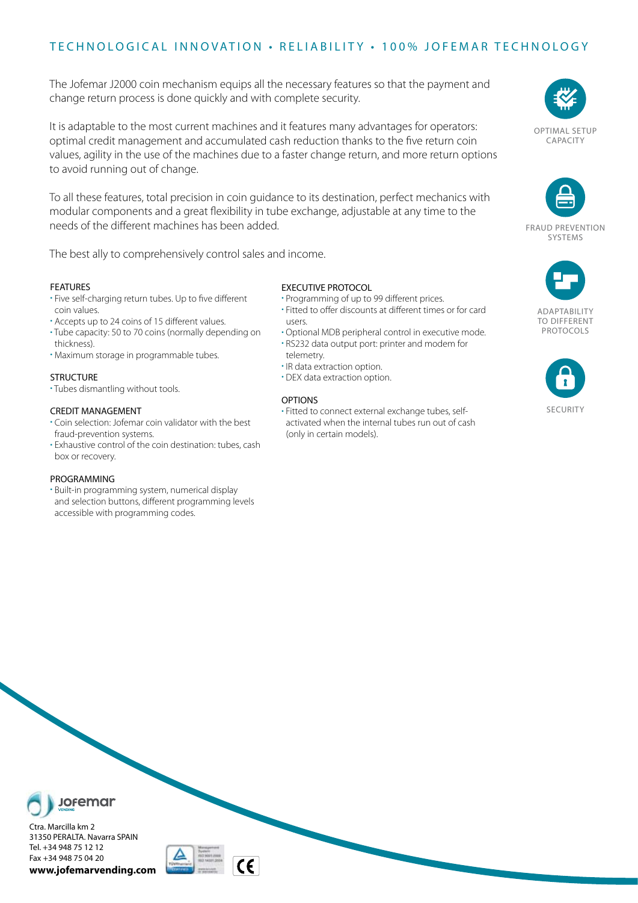TECHNOLOGICAL INNOVATION • RELIABILITY • 100% JOFEMAR TECHNOLOGY

The Jofemar J2000 coin mechanism equips all the necessary features so that the payment and change return process is done quickly and with complete security.

It is adaptable to the most current machines and it features many advantages for operators: optimal credit management and accumulated cash reduction thanks to the five return coin values, agility in the use of the machines due to a faster change return, and more return options to avoid running out of change.

To all these features, total precision in coin guidance to its destination, perfect mechanics with modular components and a great flexibility in tube exchange, adjustable at any time to the needs of the different machines has been added.

The best ally to comprehensively control sales and income.

OPTIMAL SETUP CAPACITY

FRAUD PREVENTION SYSTEMS

ADAPTABILITY TO DIFFERENT PROTOCOLS

SECURITY

### FEATURES

- Five self-charging return tubes. Up to five different coin values.
- Accepts up to 24 coins of 15 different values.
- Tube capacity: 50 to 70 coins (normally depending on thickness).
- Maximum storage in programmable tubes.

### STRUCTURE

- Tubes dismantling without tools.

### CREDIT MANAGEMENT

- Coin selection: Jofemar coin validator with the best fraud-prevention systems.
- Exhaustive control of the coin destination: tubes, cash box or recovery.

### PROGRAMMING

- Built-in programming system, numerical display and selection buttons, different programming levels accessible with programming codes.

### EXECUTIVE PROTOCOL

- Programming of up to 99 different prices.
- Fitted to offer discounts at different times or for card users.
- Optional MDB peripheral control in executive mode.
- RS232 data output port: printer and modem for telemetry.
- IR data extraction option.
- DEX data extraction option.

### OPTIONS

- Fitted to connect external exchange tubes, self-activated when the internal tubes run out of cash (only in certain models).

Jofemar

Ctra. Marcilla km 2
31350 PERALTA. Navarra SPAIN
Tel. +34 948 75 12 12
Fax +34 948 75 04 20
**www.jofemarvending.com**